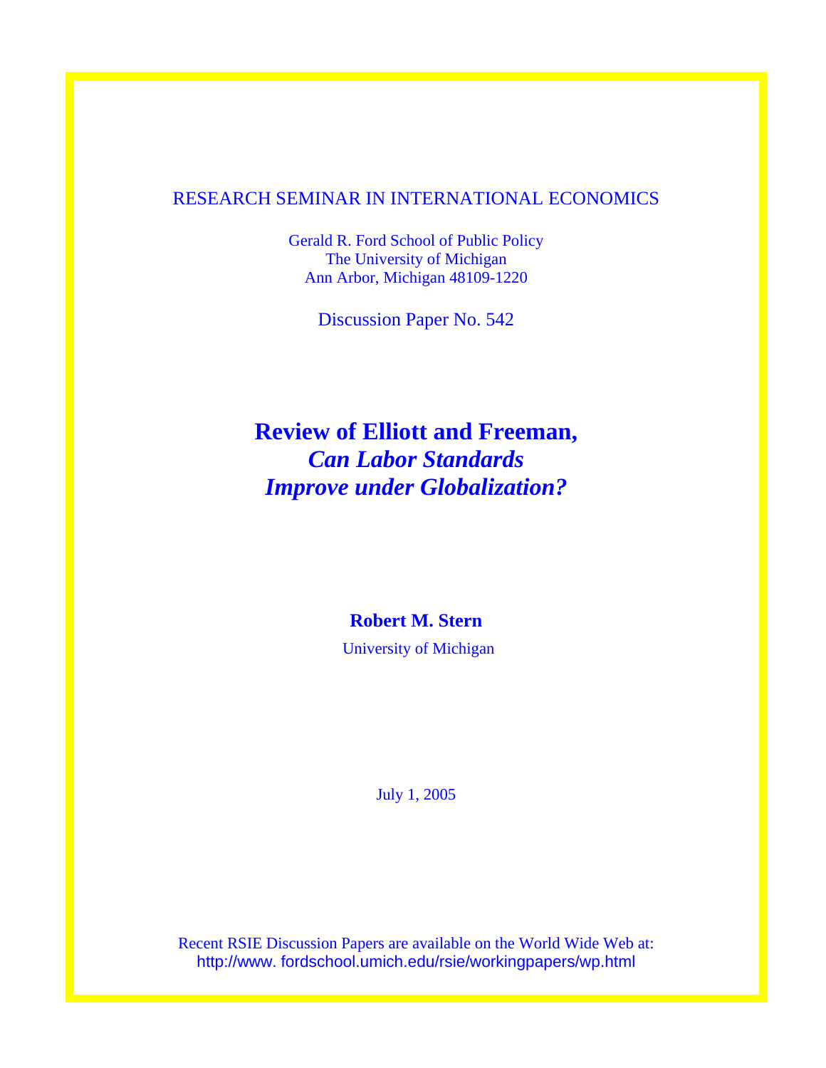RESEARCH SEMINAR IN INTERNATIONAL ECONOMICS

Gerald R. Ford School of Public Policy
The University of Michigan
Ann Arbor, Michigan 48109-1220

Discussion Paper No. 542

# Review of Elliott and Freeman, *Can Labor Standards Improve under Globalization?*

**Robert M. Stern**

University of Michigan

July 1, 2005

Recent RSIE Discussion Papers are available on the World Wide Web at:
http://www. fordschool.umich.edu/rsie/workingpapers/wp.html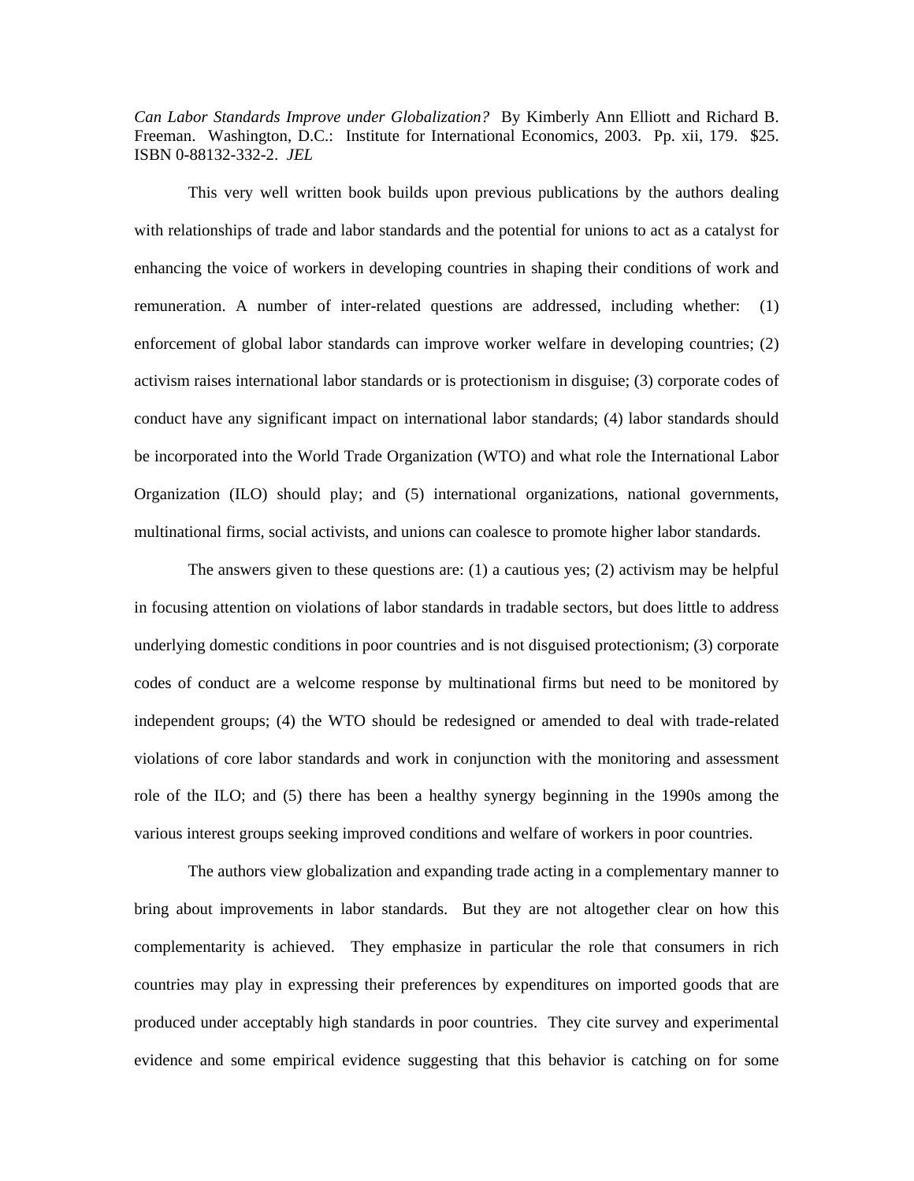*Can Labor Standards Improve under Globalization?* By Kimberly Ann Elliott and Richard B. Freeman. Washington, D.C.: Institute for International Economics, 2003. Pp. xii, 179. $25. ISBN 0-88132-332-2. *JEL*

This very well written book builds upon previous publications by the authors dealing with relationships of trade and labor standards and the potential for unions to act as a catalyst for enhancing the voice of workers in developing countries in shaping their conditions of work and remuneration. A number of inter-related questions are addressed, including whether: (1) enforcement of global labor standards can improve worker welfare in developing countries; (2) activism raises international labor standards or is protectionism in disguise; (3) corporate codes of conduct have any significant impact on international labor standards; (4) labor standards should be incorporated into the World Trade Organization (WTO) and what role the International Labor Organization (ILO) should play; and (5) international organizations, national governments, multinational firms, social activists, and unions can coalesce to promote higher labor standards.

The answers given to these questions are: (1) a cautious yes; (2) activism may be helpful in focusing attention on violations of labor standards in tradable sectors, but does little to address underlying domestic conditions in poor countries and is not disguised protectionism; (3) corporate codes of conduct are a welcome response by multinational firms but need to be monitored by independent groups; (4) the WTO should be redesigned or amended to deal with trade-related violations of core labor standards and work in conjunction with the monitoring and assessment role of the ILO; and (5) there has been a healthy synergy beginning in the 1990s among the various interest groups seeking improved conditions and welfare of workers in poor countries.

The authors view globalization and expanding trade acting in a complementary manner to bring about improvements in labor standards. But they are not altogether clear on how this complementarity is achieved. They emphasize in particular the role that consumers in rich countries may play in expressing their preferences by expenditures on imported goods that are produced under acceptably high standards in poor countries. They cite survey and experimental evidence and some empirical evidence suggesting that this behavior is catching on for some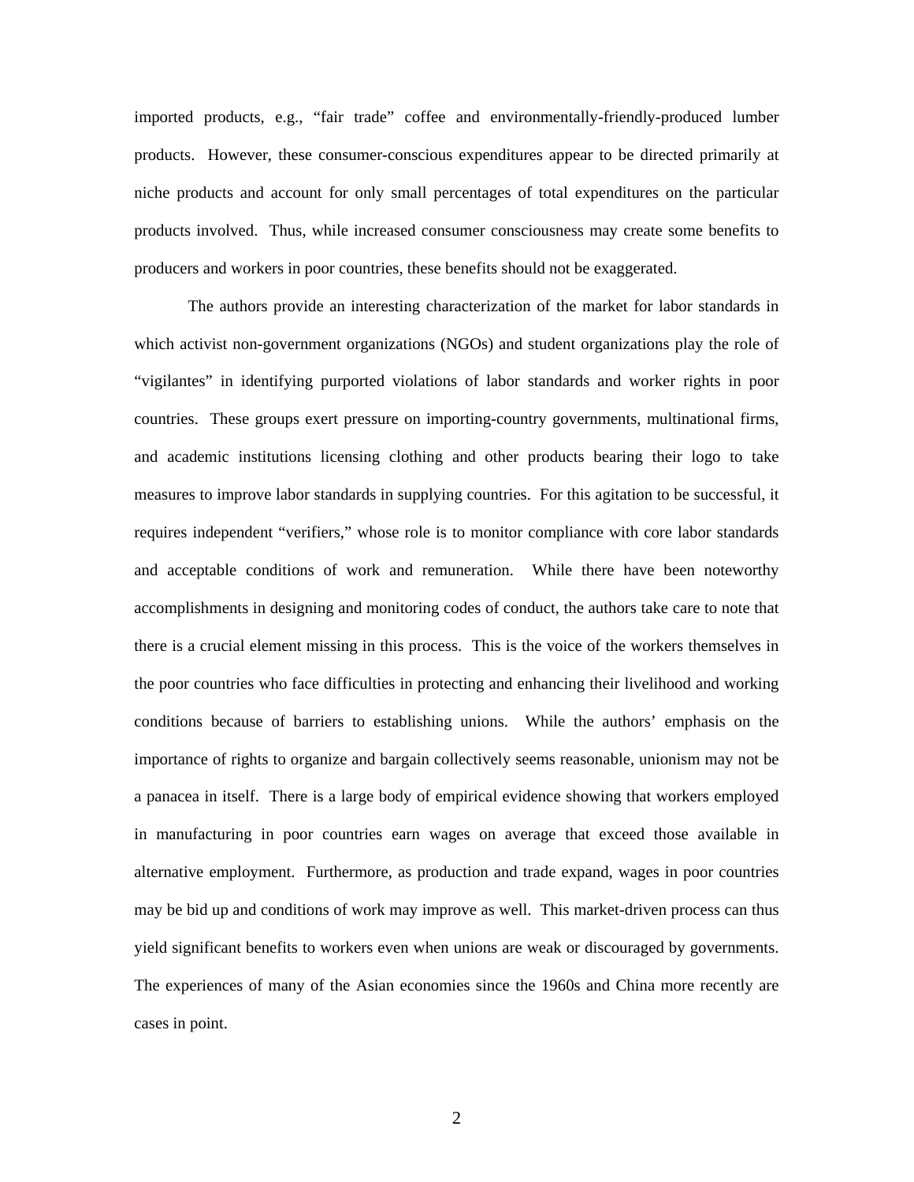imported products, e.g., "fair trade" coffee and environmentally-friendly-produced lumber products. However, these consumer-conscious expenditures appear to be directed primarily at niche products and account for only small percentages of total expenditures on the particular products involved. Thus, while increased consumer consciousness may create some benefits to producers and workers in poor countries, these benefits should not be exaggerated.

The authors provide an interesting characterization of the market for labor standards in which activist non-government organizations (NGOs) and student organizations play the role of "vigilantes" in identifying purported violations of labor standards and worker rights in poor countries. These groups exert pressure on importing-country governments, multinational firms, and academic institutions licensing clothing and other products bearing their logo to take measures to improve labor standards in supplying countries. For this agitation to be successful, it requires independent "verifiers," whose role is to monitor compliance with core labor standards and acceptable conditions of work and remuneration. While there have been noteworthy accomplishments in designing and monitoring codes of conduct, the authors take care to note that there is a crucial element missing in this process. This is the voice of the workers themselves in the poor countries who face difficulties in protecting and enhancing their livelihood and working conditions because of barriers to establishing unions. While the authors' emphasis on the importance of rights to organize and bargain collectively seems reasonable, unionism may not be a panacea in itself. There is a large body of empirical evidence showing that workers employed in manufacturing in poor countries earn wages on average that exceed those available in alternative employment. Furthermore, as production and trade expand, wages in poor countries may be bid up and conditions of work may improve as well. This market-driven process can thus yield significant benefits to workers even when unions are weak or discouraged by governments. The experiences of many of the Asian economies since the 1960s and China more recently are cases in point.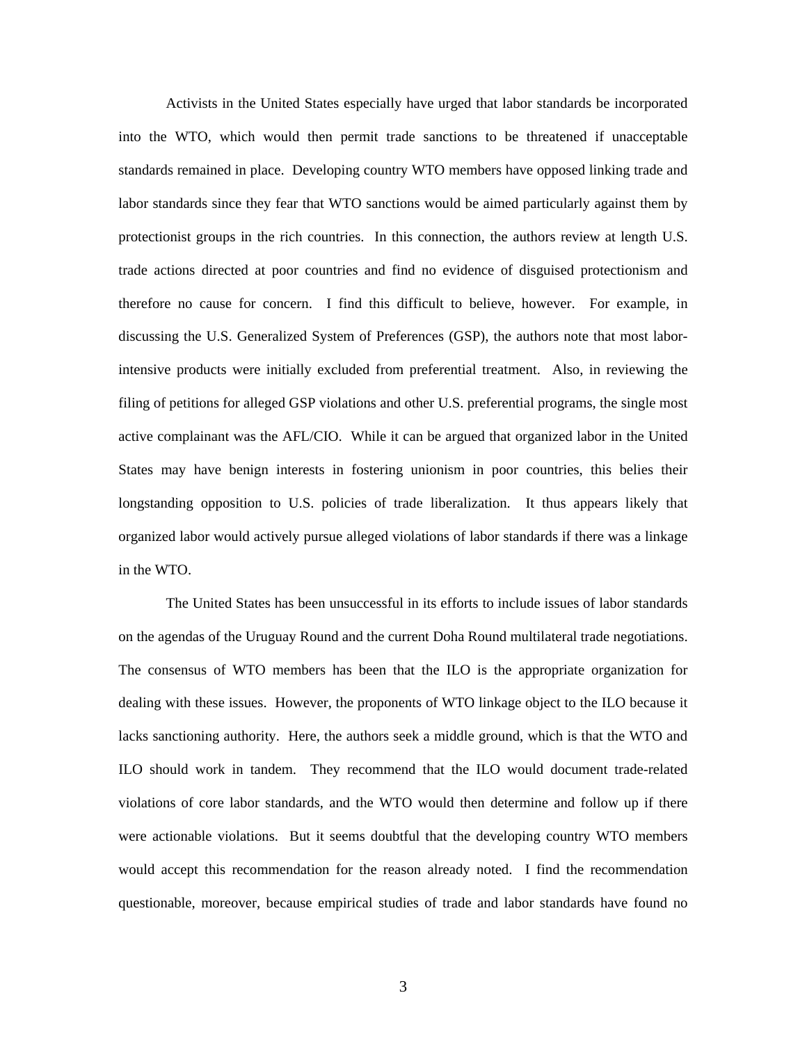Activists in the United States especially have urged that labor standards be incorporated into the WTO, which would then permit trade sanctions to be threatened if unacceptable standards remained in place. Developing country WTO members have opposed linking trade and labor standards since they fear that WTO sanctions would be aimed particularly against them by protectionist groups in the rich countries. In this connection, the authors review at length U.S. trade actions directed at poor countries and find no evidence of disguised protectionism and therefore no cause for concern. I find this difficult to believe, however. For example, in discussing the U.S. Generalized System of Preferences (GSP), the authors note that most labor-intensive products were initially excluded from preferential treatment. Also, in reviewing the filing of petitions for alleged GSP violations and other U.S. preferential programs, the single most active complainant was the AFL/CIO. While it can be argued that organized labor in the United States may have benign interests in fostering unionism in poor countries, this belies their longstanding opposition to U.S. policies of trade liberalization. It thus appears likely that organized labor would actively pursue alleged violations of labor standards if there was a linkage in the WTO.

The United States has been unsuccessful in its efforts to include issues of labor standards on the agendas of the Uruguay Round and the current Doha Round multilateral trade negotiations. The consensus of WTO members has been that the ILO is the appropriate organization for dealing with these issues. However, the proponents of WTO linkage object to the ILO because it lacks sanctioning authority. Here, the authors seek a middle ground, which is that the WTO and ILO should work in tandem. They recommend that the ILO would document trade-related violations of core labor standards, and the WTO would then determine and follow up if there were actionable violations. But it seems doubtful that the developing country WTO members would accept this recommendation for the reason already noted. I find the recommendation questionable, moreover, because empirical studies of trade and labor standards have found no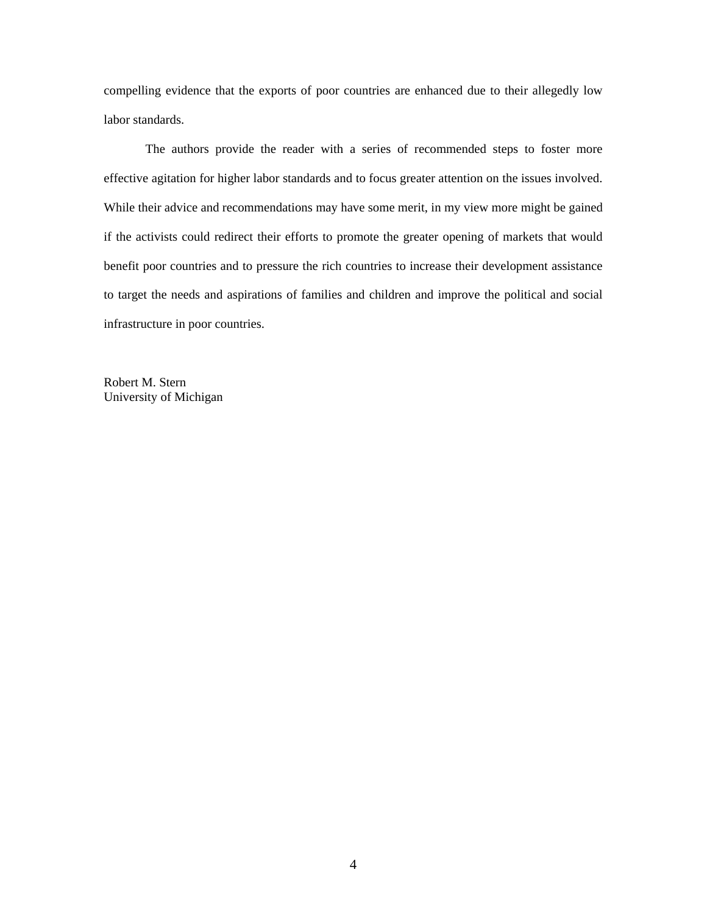compelling evidence that the exports of poor countries are enhanced due to their allegedly low labor standards.

The authors provide the reader with a series of recommended steps to foster more effective agitation for higher labor standards and to focus greater attention on the issues involved. While their advice and recommendations may have some merit, in my view more might be gained if the activists could redirect their efforts to promote the greater opening of markets that would benefit poor countries and to pressure the rich countries to increase their development assistance to target the needs and aspirations of families and children and improve the political and social infrastructure in poor countries.

Robert M. Stern
University of Michigan